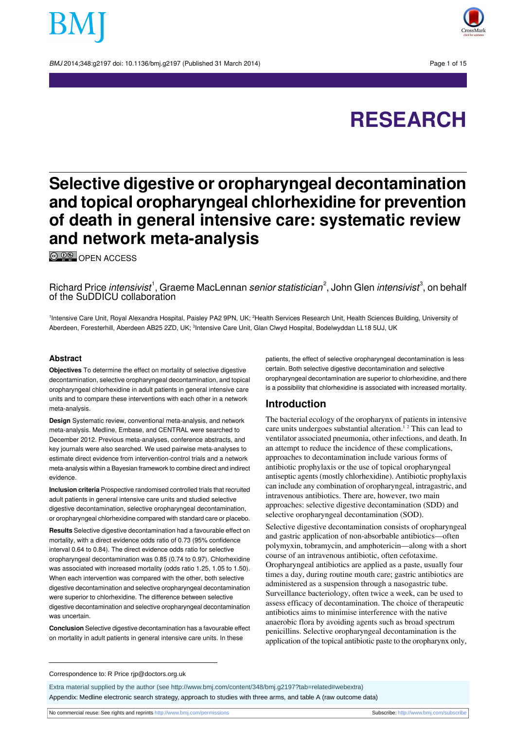# Selective digestive or oropharyngeal decontamination and topical oropharyngeal chlorhexidine for prevention of death in general intensive care: systematic review and network meta-analysis

OPEN ACCESS

Richard Price *intensivist*[1], Graeme MacLennan *senior statistician*[2], John Glen *intensivist*[3], on behalf of the SuDDICU collaboration

[1]Intensive Care Unit, Royal Alexandra Hospital, Paisley PA2 9PN, UK; [2]Health Services Research Unit, Health Sciences Building, University of Aberdeen, Foresterhill, Aberdeen AB25 2ZD, UK; [3]Intensive Care Unit, Glan Clwyd Hospital, Bodelwyddan LL18 5UJ, UK

## Abstract

**Objectives** To determine the effect on mortality of selective digestive decontamination, selective oropharyngeal decontamination, and topical oropharyngeal chlorhexidine in adult patients in general intensive care units and to compare these interventions with each other in a network meta-analysis.

**Design** Systematic review, conventional meta-analysis, and network meta-analysis. Medline, Embase, and CENTRAL were searched to December 2012. Previous meta-analyses, conference abstracts, and key journals were also searched. We used pairwise meta-analyses to estimate direct evidence from intervention-control trials and a network meta-analysis within a Bayesian framework to combine direct and indirect evidence.

**Inclusion criteria** Prospective randomised controlled trials that recruited adult patients in general intensive care units and studied selective digestive decontamination, selective oropharyngeal decontamination, or oropharyngeal chlorhexidine compared with standard care or placebo.

**Results** Selective digestive decontamination had a favourable effect on mortality, with a direct evidence odds ratio of 0.73 (95% confidence interval 0.64 to 0.84). The direct evidence odds ratio for selective oropharyngeal decontamination was 0.85 (0.74 to 0.97). Chlorhexidine was associated with increased mortality (odds ratio 1.25, 1.05 to 1.50). When each intervention was compared with the other, both selective digestive decontamination and selective oropharyngeal decontamination were superior to chlorhexidine. The difference between selective digestive decontamination and selective oropharyngeal decontamination was uncertain.

**Conclusion** Selective digestive decontamination has a favourable effect on mortality in adult patients in general intensive care units. In these patients, the effect of selective oropharyngeal decontamination is less certain. Both selective digestive decontamination and selective oropharyngeal decontamination are superior to chlorhexidine, and there is a possibility that chlorhexidine is associated with increased mortality.

## Introduction

The bacterial ecology of the oropharynx of patients in intensive care units undergoes substantial alteration.[1 2] This can lead to ventilator associated pneumonia, other infections, and death. In an attempt to reduce the incidence of these complications, approaches to decontamination include various forms of antibiotic prophylaxis or the use of topical oropharyngeal antiseptic agents (mostly chlorhexidine). Antibiotic prophylaxis can include any combination of oropharyngeal, intragastric, and intravenous antibiotics. There are, however, two main approaches: selective digestive decontamination (SDD) and selective oropharyngeal decontamination (SOD).

Selective digestive decontamination consists of oropharyngeal and gastric application of non-absorbable antibiotics—often polymyxin, tobramycin, and amphotericin—along with a short course of an intravenous antibiotic, often cefotaxime. Oropharyngeal antibiotics are applied as a paste, usually four times a day, during routine mouth care; gastric antibiotics are administered as a suspension through a nasogastric tube. Surveillance bacteriology, often twice a week, can be used to assess efficacy of decontamination. The choice of therapeutic antibiotics aims to minimise interference with the native anaerobic flora by avoiding agents such as broad spectrum penicillins. Selective oropharyngeal decontamination is the application of the topical antibiotic paste to the oropharynx only,

Correspondence to: R Price rjp@doctors.org.uk

Extra material supplied by the author (see http://www.bmj.com/content/348/bmj.g2197?tab=related#webextra)

Appendix: Medline electronic search strategy, approach to studies with three arms, and table A (raw outcome data)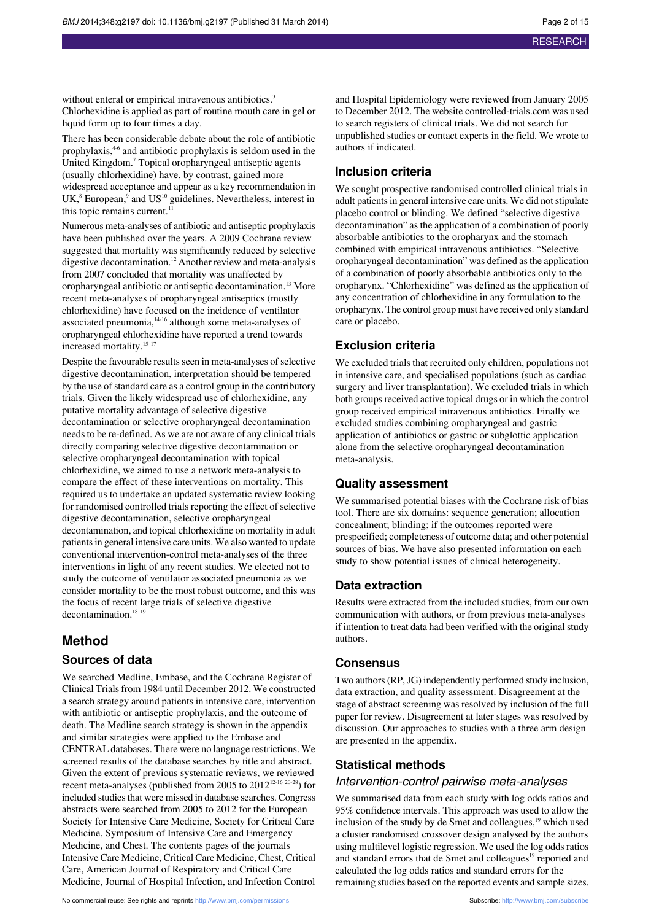without enteral or empirical intravenous antibiotics.[3] Chlorhexidine is applied as part of routine mouth care in gel or liquid form up to four times a day.

There has been considerable debate about the role of antibiotic prophylaxis,[4-6] and antibiotic prophylaxis is seldom used in the United Kingdom.[7] Topical oropharyngeal antiseptic agents (usually chlorhexidine) have, by contrast, gained more widespread acceptance and appear as a key recommendation in UK,[8] European,[9] and US[10] guidelines. Nevertheless, interest in this topic remains current.[11]

Numerous meta-analyses of antibiotic and antiseptic prophylaxis have been published over the years. A 2009 Cochrane review suggested that mortality was significantly reduced by selective digestive decontamination.[12] Another review and meta-analysis from 2007 concluded that mortality was unaffected by oropharyngeal antibiotic or antiseptic decontamination.[13] More recent meta-analyses of oropharyngeal antiseptics (mostly chlorhexidine) have focused on the incidence of ventilator associated pneumonia,[14-16] although some meta-analyses of oropharyngeal chlorhexidine have reported a trend towards increased mortality.[15 17]

Despite the favourable results seen in meta-analyses of selective digestive decontamination, interpretation should be tempered by the use of standard care as a control group in the contributory trials. Given the likely widespread use of chlorhexidine, any putative mortality advantage of selective digestive decontamination or selective oropharyngeal decontamination needs to be re-defined. As we are not aware of any clinical trials directly comparing selective digestive decontamination or selective oropharyngeal decontamination with topical chlorhexidine, we aimed to use a network meta-analysis to compare the effect of these interventions on mortality. This required us to undertake an updated systematic review looking for randomised controlled trials reporting the effect of selective digestive decontamination, selective oropharyngeal decontamination, and topical chlorhexidine on mortality in adult patients in general intensive care units. We also wanted to update conventional intervention-control meta-analyses of the three interventions in light of any recent studies. We elected not to study the outcome of ventilator associated pneumonia as we consider mortality to be the most robust outcome, and this was the focus of recent large trials of selective digestive decontamination.[18 19]

## Method

### Sources of data

We searched Medline, Embase, and the Cochrane Register of Clinical Trials from 1984 until December 2012. We constructed a search strategy around patients in intensive care, intervention with antibiotic or antiseptic prophylaxis, and the outcome of death. The Medline search strategy is shown in the appendix and similar strategies were applied to the Embase and CENTRAL databases. There were no language restrictions. We screened results of the database searches by title and abstract. Given the extent of previous systematic reviews, we reviewed recent meta-analyses (published from 2005 to 2012[12-16 20-28]) for included studies that were missed in database searches. Congress abstracts were searched from 2005 to 2012 for the European Society for Intensive Care Medicine, Society for Critical Care Medicine, Symposium of Intensive Care and Emergency Medicine, and Chest. The contents pages of the journals Intensive Care Medicine, Critical Care Medicine, Chest, Critical Care, American Journal of Respiratory and Critical Care Medicine, Journal of Hospital Infection, and Infection Control and Hospital Epidemiology were reviewed from January 2005 to December 2012. The website controlled-trials.com was used to search registers of clinical trials. We did not search for unpublished studies or contact experts in the field. We wrote to authors if indicated.

### Inclusion criteria

We sought prospective randomised controlled clinical trials in adult patients in general intensive care units. We did not stipulate placebo control or blinding. We defined "selective digestive decontamination" as the application of a combination of poorly absorbable antibiotics to the oropharynx and the stomach combined with empirical intravenous antibiotics. "Selective oropharyngeal decontamination" was defined as the application of a combination of poorly absorbable antibiotics only to the oropharynx. "Chlorhexidine" was defined as the application of any concentration of chlorhexidine in any formulation to the oropharynx. The control group must have received only standard care or placebo.

### Exclusion criteria

We excluded trials that recruited only children, populations not in intensive care, and specialised populations (such as cardiac surgery and liver transplantation). We excluded trials in which both groups received active topical drugs or in which the control group received empirical intravenous antibiotics. Finally we excluded studies combining oropharyngeal and gastric application of antibiotics or gastric or subglottic application alone from the selective oropharyngeal decontamination meta-analysis.

### Quality assessment

We summarised potential biases with the Cochrane risk of bias tool. There are six domains: sequence generation; allocation concealment; blinding; if the outcomes reported were prespecified; completeness of outcome data; and other potential sources of bias. We have also presented information on each study to show potential issues of clinical heterogeneity.

### Data extraction

Results were extracted from the included studies, from our own communication with authors, or from previous meta-analyses if intention to treat data had been verified with the original study authors.

### Consensus

Two authors (RP, JG) independently performed study inclusion, data extraction, and quality assessment. Disagreement at the stage of abstract screening was resolved by inclusion of the full paper for review. Disagreement at later stages was resolved by discussion. Our approaches to studies with a three arm design are presented in the appendix.

### Statistical methods

#### *Intervention-control pairwise meta-analyses*

We summarised data from each study with log odds ratios and 95% confidence intervals. This approach was used to allow the inclusion of the study by de Smet and colleagues,[19] which used a cluster randomised crossover design analysed by the authors using multilevel logistic regression. We used the log odds ratios and standard errors that de Smet and colleagues[19] reported and calculated the log odds ratios and standard errors for the remaining studies based on the reported events and sample sizes.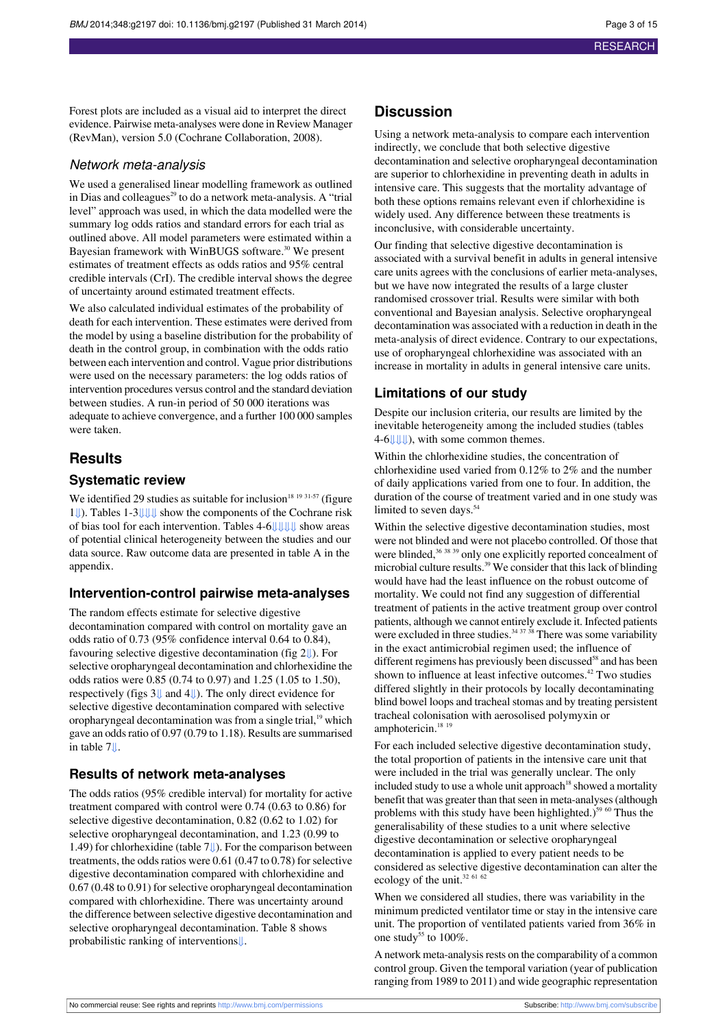Forest plots are included as a visual aid to interpret the direct evidence. Pairwise meta-analyses were done in Review Manager (RevMan), version 5.0 (Cochrane Collaboration, 2008).

### Network meta-analysis

We used a generalised linear modelling framework as outlined in Dias and colleagues[29] to do a network meta-analysis. A "trial level" approach was used, in which the data modelled were the summary log odds ratios and standard errors for each trial as outlined above. All model parameters were estimated within a Bayesian framework with WinBUGS software.[30] We present estimates of treatment effects as odds ratios and 95% central credible intervals (CrI). The credible interval shows the degree of uncertainty around estimated treatment effects.

We also calculated individual estimates of the probability of death for each intervention. These estimates were derived from the model by using a baseline distribution for the probability of death in the control group, in combination with the odds ratio between each intervention and control. Vague prior distributions were used on the necessary parameters: the log odds ratios of intervention procedures versus control and the standard deviation between studies. A run-in period of 50 000 iterations was adequate to achieve convergence, and a further 100 000 samples were taken.

## Results

### Systematic review

We identified 29 studies as suitable for inclusion[18 19 31-57] (figure 1⇓). Tables 1-3⇓⇓⇓ show the components of the Cochrane risk of bias tool for each intervention. Tables 4-6⇓⇓⇓ show areas of potential clinical heterogeneity between the studies and our data source. Raw outcome data are presented in table A in the appendix.

### Intervention-control pairwise meta-analyses

The random effects estimate for selective digestive decontamination compared with control on mortality gave an odds ratio of 0.73 (95% confidence interval 0.64 to 0.84), favouring selective digestive decontamination (fig 2⇓). For selective oropharyngeal decontamination and chlorhexidine the odds ratios were 0.85 (0.74 to 0.97) and 1.25 (1.05 to 1.50), respectively (figs 3⇓ and 4⇓). The only direct evidence for selective digestive decontamination compared with selective oropharyngeal decontamination was from a single trial,[19] which gave an odds ratio of 0.97 (0.79 to 1.18). Results are summarised in table 7⇓.

### Results of network meta-analyses

The odds ratios (95% credible interval) for mortality for active treatment compared with control were 0.74 (0.63 to 0.86) for selective digestive decontamination, 0.82 (0.62 to 1.02) for selective oropharyngeal decontamination, and 1.23 (0.99 to 1.49) for chlorhexidine (table 7⇓). For the comparison between treatments, the odds ratios were 0.61 (0.47 to 0.78) for selective digestive decontamination compared with chlorhexidine and 0.67 (0.48 to 0.91) for selective oropharyngeal decontamination compared with chlorhexidine. There was uncertainty around the difference between selective digestive decontamination and selective oropharyngeal decontamination. Table 8 shows probabilistic ranking of interventions⇓.

## Discussion

Using a network meta-analysis to compare each intervention indirectly, we conclude that both selective digestive decontamination and selective oropharyngeal decontamination are superior to chlorhexidine in preventing death in adults in intensive care. This suggests that the mortality advantage of both these options remains relevant even if chlorhexidine is widely used. Any difference between these treatments is inconclusive, with considerable uncertainty.

Our finding that selective digestive decontamination is associated with a survival benefit in adults in general intensive care units agrees with the conclusions of earlier meta-analyses, but we have now integrated the results of a large cluster randomised crossover trial. Results were similar with both conventional and Bayesian analysis. Selective oropharyngeal decontamination was associated with a reduction in death in the meta-analysis of direct evidence. Contrary to our expectations, use of oropharyngeal chlorhexidine was associated with an increase in mortality in adults in general intensive care units.

### Limitations of our study

Despite our inclusion criteria, our results are limited by the inevitable heterogeneity among the included studies (tables 4-6⇓⇓⇓), with some common themes.

Within the chlorhexidine studies, the concentration of chlorhexidine used varied from 0.12% to 2% and the number of daily applications varied from one to four. In addition, the duration of the course of treatment varied and in one study was limited to seven days.[54]

Within the selective digestive decontamination studies, most were not blinded and were not placebo controlled. Of those that were blinded,[36 38 39] only one explicitly reported concealment of microbial culture results.[39] We consider that this lack of blinding would have had the least influence on the robust outcome of mortality. We could not find any suggestion of differential treatment of patients in the active treatment group over control patients, although we cannot entirely exclude it. Infected patients were excluded in three studies.[34 37 38] There was some variability in the exact antimicrobial regimen used; the influence of different regimens has previously been discussed[58] and has been shown to influence at least infective outcomes.[42] Two studies differed slightly in their protocols by locally decontaminating blind bowel loops and tracheal stomas and by treating persistent tracheal colonisation with aerosolised polymyxin or amphotericin.[18 19]

For each included selective digestive decontamination study, the total proportion of patients in the intensive care unit that were included in the trial was generally unclear. The only included study to use a whole unit approach[18] showed a mortality benefit that was greater than that seen in meta-analyses (although problems with this study have been highlighted.)[59 60] Thus the generalisability of these studies to a unit where selective digestive decontamination or selective oropharyngeal decontamination is applied to every patient needs to be considered as selective digestive decontamination can alter the ecology of the unit.[32 61 62]

When we considered all studies, there was variability in the minimum predicted ventilator time or stay in the intensive care unit. The proportion of ventilated patients varied from 36% in one study[55] to 100%.

A network meta-analysis rests on the comparability of a common control group. Given the temporal variation (year of publication ranging from 1989 to 2011) and wide geographic representation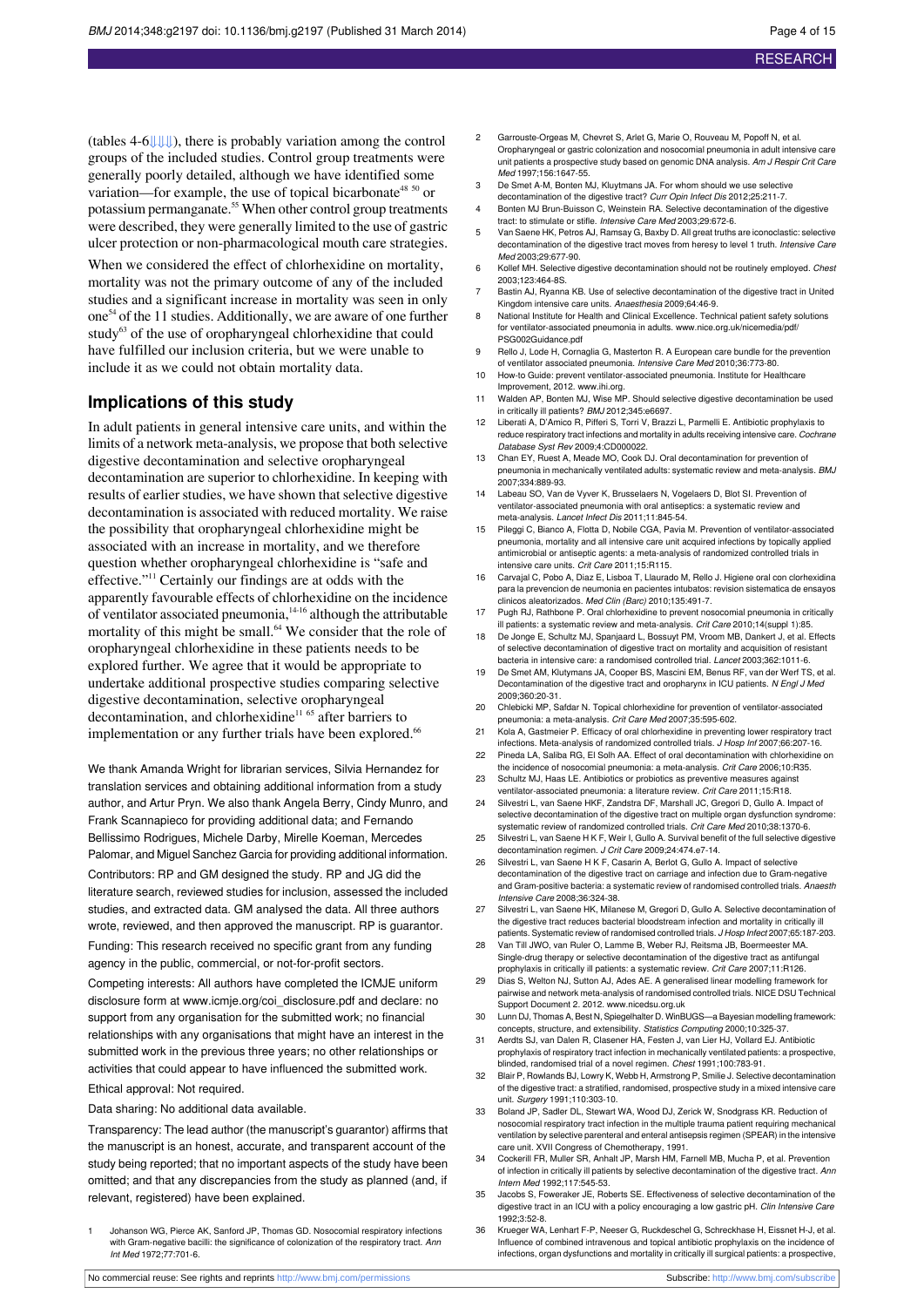(tables 4-6⇓⇓⇓), there is probably variation among the control groups of the included studies. Control group treatments were generally poorly detailed, although we have identified some variation—for example, the use of topical bicarbonate[48 50] or potassium permanganate.[55] When other control group treatments were described, they were generally limited to the use of gastric ulcer protection or non-pharmacological mouth care strategies.

When we considered the effect of chlorhexidine on mortality, mortality was not the primary outcome of any of the included studies and a significant increase in mortality was seen in only one[54] of the 11 studies. Additionally, we are aware of one further study[63] of the use of oropharyngeal chlorhexidine that could have fulfilled our inclusion criteria, but we were unable to include it as we could not obtain mortality data.

## Implications of this study

In adult patients in general intensive care units, and within the limits of a network meta-analysis, we propose that both selective digestive decontamination and selective oropharyngeal decontamination are superior to chlorhexidine. In keeping with results of earlier studies, we have shown that selective digestive decontamination is associated with reduced mortality. We raise the possibility that oropharyngeal chlorhexidine might be associated with an increase in mortality, and we therefore question whether oropharyngeal chlorhexidine is "safe and effective."[11] Certainly our findings are at odds with the apparently favourable effects of chlorhexidine on the incidence of ventilator associated pneumonia,[14-16] although the attributable mortality of this might be small.[64] We consider that the role of oropharyngeal chlorhexidine in these patients needs to be explored further. We agree that it would be appropriate to undertake additional prospective studies comparing selective digestive decontamination, selective oropharyngeal decontamination, and chlorhexidine[11 65] after barriers to implementation or any further trials have been explored.[66]

We thank Amanda Wright for librarian services, Silvia Hernandez for translation services and obtaining additional information from a study author, and Artur Pryn. We also thank Angela Berry, Cindy Munro, and Frank Scannapieco for providing additional data; and Fernando Bellissimo Rodrigues, Michele Darby, Mirelle Koeman, Mercedes Palomar, and Miguel Sanchez Garcia for providing additional information.

Contributors: RP and GM designed the study. RP and JG did the literature search, reviewed studies for inclusion, assessed the included studies, and extracted data. GM analysed the data. All three authors wrote, reviewed, and then approved the manuscript. RP is guarantor.

Funding: This research received no specific grant from any funding agency in the public, commercial, or not-for-profit sectors.

Competing interests: All authors have completed the ICMJE uniform disclosure form at www.icmje.org/coi_disclosure.pdf and declare: no support from any organisation for the submitted work; no financial relationships with any organisations that might have an interest in the submitted work in the previous three years; no other relationships or activities that could appear to have influenced the submitted work.

Ethical approval: Not required.

Data sharing: No additional data available.

Transparency: The lead author (the manuscript's guarantor) affirms that the manuscript is an honest, accurate, and transparent account of the study being reported; that no important aspects of the study have been omitted; and that any discrepancies from the study as planned (and, if relevant, registered) have been explained.

1. Johanson WG, Pierce AK, Sanford JP, Thomas GD. Nosocomial respiratory infections with Gram-negative bacilli: the significance of colonization of the respiratory tract. *Ann Int Med* 1972;77:701-6.
2. Garrouste-Orgeas M, Chevret S, Arlet G, Marie O, Rouveau M, Popoff N, et al. Oropharyngeal or gastric colonization and nosocomial pneumonia in adult intensive care unit patients a prospective study based on genomic DNA analysis. *Am J Respir Crit Care Med* 1997;156:1647-55.
3. De Smet A-M, Bonten MJ, Kluytmans JA. For whom should we use selective decontamination of the digestive tract? *Curr Opin Infect Dis* 2012;25:211-7.
4. Bonten MJ Brun-Buisson C, Weinstein RA. Selective decontamination of the digestive tract: to stimulate or stifle. *Intensive Care Med* 2003;29:672-6.
5. Van Saene HK, Petros AJ, Ramsay G, Baxby D. All great truths are iconoclastic: selective decontamination of the digestive tract moves from heresy to level 1 truth. *Intensive Care Med* 2003;29:677-90.
6. Kollef MH. Selective digestive decontamination should not be routinely employed. *Chest* 2003;123:464-8S.
7. Bastin AJ, Ryanna KB. Use of selective decontamination of the digestive tract in United Kingdom intensive care units. *Anaesthesia* 2009;64:46-9.
8. National Institute for Health and Clinical Excellence. Technical patient safety solutions for ventilator-associated pneumonia in adults. www.nice.org.uk/nicemedia/pdf/PSG002Guidance.pdf
9. Rello J, Lode H, Cornaglia G, Masterton R. A European care bundle for the prevention of ventilator associated pneumonia. *Intensive Care Med* 2010;36:773-80.
10. How-to Guide: prevent ventilator-associated pneumonia. Institute for Healthcare Improvement, 2012. www.ihi.org.
11. Walden AP, Bonten MJ, Wise MP. Should selective digestive decontamination be used in critically ill patients? *BMJ* 2012;345:e6697.
12. Liberati A, D'Amico R, Pifferi S, Torri V, Brazzi L, Parmelli E. Antibiotic prophylaxis to reduce respiratory tract infections and mortality in adults receiving intensive care. *Cochrane Database Syst Rev* 2009;4:CD000022.
13. Chan EY, Ruest A, Meade MO, Cook DJ. Oral decontamination for prevention of pneumonia in mechanically ventilated adults: systematic review and meta-analysis. *BMJ* 2007;334:889-93.
14. Labeau SO, Van de Vyver K, Brusselaers N, Vogelaers D, Blot SI. Prevention of ventilator-associated pneumonia with oral antiseptics: a systematic review and meta-analysis. *Lancet Infect Dis* 2011;11:845-54.
15. Pileggi C, Bianco A, Flotta D, Nobile CGA, Pavia M. Prevention of ventilator-associated pneumonia, mortality and all intensive care unit acquired infections by topically applied antimicrobial or antiseptic agents: a meta-analysis of randomized controlled trials in intensive care units. *Crit Care* 2011;15:R115.
16. Carvajal C, Pobo A, Diaz E, Lisboa T, Llaurado M, Rello J. Higiene oral con clorhexidina para la prevencion de neumonia en pacientes intubatos: revision sistematica de ensayos clinicos aleatorizados. *Med Clin (Barc)* 2010;135:491-7.
17. Pugh RJ, Rathbone P. Oral chlorhexidine to prevent nosocomial pneumonia in critically ill patients: a systematic review and meta-analysis. *Crit Care* 2010;14(suppl 1):85.
18. De Jonge E, Schultz MJ, Spanjaard L, Bossuyt PM, Vroom MB, Dankert J, et al. Effects of selective decontamination of digestive tract on mortality and acquisition of resistant bacteria in intensive care: a randomised controlled trial. *Lancet* 2003;362:1011-6.
19. De Smet AM, Klutymans JA, Cooper BS, Mascini EM, Benus RF, van der Werf TS, et al. Decontamination of the digestive tract and oropharynx in ICU patients. *N Engl J Med* 2009;360:20-31.
20. Chlebicki MP, Safdar N. Topical chlorhexidine for prevention of ventilator-associated pneumonia: a meta-analysis. *Crit Care Med* 2007;35:595-602.
21. Kola A, Gastmeier P. Efficacy of oral chlorhexidine in preventing lower respiratory tract infections. Meta-analysis of randomized controlled trials. *J Hosp Inf* 2007;66:207-16.
22. Pineda LA, Saliba RG, El Solh AA. Effect of oral decontamination with chlorhexidine on the incidence of nosocomial pneumonia: a meta-analysis. *Crit Care* 2006;10:R35.
23. Schultz MJ, Haas LE. Antibiotics or probiotics as preventive measures against ventilator-associated pneumonia: a literature review. *Crit Care* 2011;15:R18.
24. Silvestri L, van Saene HKF, Zandstra DF, Marshall JC, Gregori D, Gullo A. Impact of selective decontamination of the digestive tract on multiple organ dysfunction syndrome: systematic review of randomized controlled trials. *Crit Care Med* 2010;38:1370-6.
25. Silvestri L, van Saene H K F, Weir I, Gullo A. Survival benefit of the full selective digestive decontamination regimen. *J Crit Care* 2009;24:474.e7-14.
26. Silvestri L, van Saene H K F, Casarin A, Berlot G, Gullo A. Impact of selective decontamination of the digestive tract on carriage and infection due to Gram-negative and Gram-positive bacteria: a systematic review of randomised controlled trials. *Anaesth Intensive Care* 2008;36:324-38.
27. Silvestri L, van Saene HK, Milanese M, Gregori D, Gullo A. Selective decontamination of the digestive tract reduces bacterial bloodstream infection and mortality in critically ill patients. Systematic review of randomised controlled trials. *J Hosp Infect* 2007;65:187-203.
28. Van Till JWO, van Ruler O, Lamme B, Weber RJ, Reitsma JB, Boermeester MA. Single-drug therapy or selective decontamination of the digestive tract as antifungal prophylaxis in critically ill patients: a systematic review. *Crit Care* 2007;11:R126.
29. Dias S, Welton NJ, Sutton AJ, Ades AE. A generalised linear modelling framework for pairwise and network meta-analysis of randomised controlled trials. NICE DSU Technical Support Document 2. 2012. www.nicedsu.org.uk
30. Lunn DJ, Thomas A, Best N, Spiegelhalter D. WinBUGS—a Bayesian modelling framework: concepts, structure, and extensibility. *Statistics Computing* 2000;10:325-37.
31. Aerdts SJ, van Dalen R, Clasener HA, Festen J, van Lier HJ, Vollard EJ. Antibiotic prophylaxis of respiratory tract infection in mechanically ventilated patients: a prospective, blinded, randomised trial of a novel regimen. *Chest* 1991;100:783-91.
32. Blair P, Rowlands BJ, Lowry K, Webb H, Armstrong P, Smilie J. Selective decontamination of the digestive tract: a stratified, randomised, prospective study in a mixed intensive care unit. *Surgery* 1991;110:303-10.
33. Boland JP, Sadler DL, Stewart WA, Wood DJ, Zerick W, Snodgrass KR. Reduction of nosocomial respiratory tract infection in the multiple trauma patient requiring mechanical ventilation by selective parenteral and enteral antisepsis regimen (SPEAR) in the intensive care unit. XVII Congress of Chemotherapy, 1991.
34. Cockerill FR, Muller SR, Anhalt JP, Marsh HM, Farnell MB, Mucha P, et al. Prevention of infection in critically ill patients by selective decontamination of the digestive tract. *Ann Intern Med* 1992;117:545-53.
35. Jacobs S, Foweraker JE, Roberts SE. Effectiveness of selective decontamination of the digestive tract in an ICU with a policy encouraging a low gastric pH. *Clin Intensive Care* 1992;3:52-8.
36. Krueger WA, Lenhart F-P, Neeser G, Ruckdeschel G, Schreckhase H, Eissner H-J, et al. Influence of combined intravenous and topical antibiotic prophylaxis on the incidence of infections, organ dysfunctions and mortality in critically ill surgical patients: a prospective,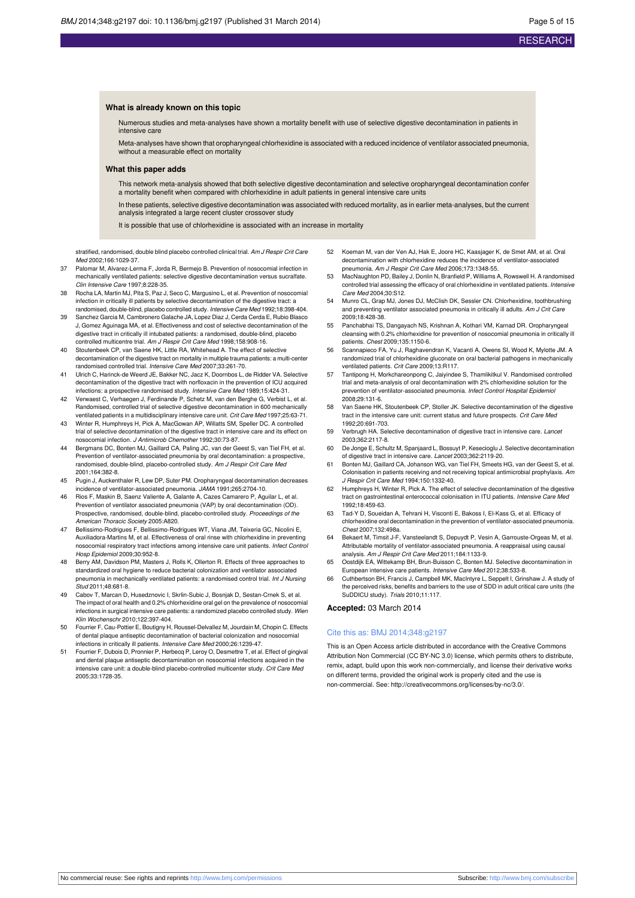### What is already known on this topic

Numerous studies and meta-analyses have shown a mortality benefit with use of selective digestive decontamination in patients in intensive care

Meta-analyses have shown that oropharyngeal chlorhexidine is associated with a reduced incidence of ventilator associated pneumonia, without a measurable effect on mortality

### What this paper adds

This network meta-analysis showed that both selective digestive decontamination and selective oropharyngeal decontamination confer a mortality benefit when compared with chlorhexidine in adult patients in general intensive care units

In these patients, selective digestive decontamination was associated with reduced mortality, as in earlier meta-analyses, but the current analysis integrated a large recent cluster crossover study

It is possible that use of chlorhexidine is associated with an increase in mortality

stratified, randomised, double blind placebo controlled clinical trial. *Am J Respir Crit Care Med* 2002;166:1029-37.

37 Palomar M, Alvarez-Lerma F, Jorda R, Bermejo B. Prevention of nosocomial infection in mechanically ventilated patients: selective digestive decontamination versus sucralfate. *Clin Intensive Care* 1997;8:228-35.

38 Rocha LA, Martin MJ, Pita S, Paz J, Seco C, Margusino L, et al. Prevention of nosocomial infection in critically ill patients by selective decontamination of the digestive tract: a randomised, double-blind, placebo controlled study. *Intensive Care Med* 1992;18:398-404.

39 Sanchez Garcia M, Cambronero Galache JA, Lopez Diaz J, Cerda Cerda E, Rubio Blasco J, Gomez Aguinaga MA, et al. Effectiveness and cost of selective decontamination of the digestive tract in critically ill intubated patients: a randomised, double-blind, placebo controlled multicentre trial. *Am J Respir Crit Care Med* 1998;158:908-16.

40 Stoutenbeek CP, van Saene HK, Little RA, Whitehead A. The effect of selective decontamination of the digestive tract on mortality in multiple trauma patients: a multi-center randomised controlled trial. *Intensive Care Med* 2007;33:261-70.

41 Ulrich C, Harinck-de Weerd JE, Bakker NC, Jacz K, Doornbos L, de Ridder VA. Selective decontamination of the digestive tract with norfloxacin in the prevention of ICU acquired infections: a prospective randomised study. *Intensive Care Med* 1989;15:424-31.

42 Verwaest C, Verhaegen J, Ferdinande P, Schetz M, van den Berghe G, Verbist L, et al. Randomised, controlled trial of selective digestive decontamination in 600 mechanically ventilated patients in a multidisciplinary intensive care unit. *Crit Care Med* 1997;25:63-71.

43 Winter R, Humphreys H, Pick A, MacGowan AP, Willatts SM, Speller DC. A controlled trial of selective decontamination of the digestive tract in intensive care and its effect on nosocomial infection. *J Antimicrob Chemother* 1992;30:73-87.

44 Bergmans DC, Bonten MJ, Gaillard CA, Paling JC, van der Geest S, van Tiel FH, et al. Prevention of ventilator-associated pneumonia by oral decontamination: a prospective, randomised, double-blind, placebo-controlled study. *Am J Respir Crit Care Med* 2001;164:382-8.

45 Pugin J, Auckenthaler R, Lew DP, Suter PM. Oropharyngeal decontamination decreases incidence of ventilator-associated pneumonia. *JAMA* 1991;265:2704-10.

46 Rios F, Maskin B, Saenz Valiente A, Galante A, Cazes Camarero P, Aguilar L, et al. Prevention of ventilator associated pneumonia (VAP) by oral decontamination (OD). Prospective, randomised, double-blind, placebo-controlled study. *Proceedings of the American Thoracic Society* 2005:A820.

47 Bellissimo-Rodrigues F, Bellissimo-Rodrigues WT, Viana JM, Teixeira GC, Nicolini E, Auxiliadora-Martins M, et al. Effectiveness of oral rinse with chlorhexidine in preventing nosocomial respiratory tract infections among intensive care unit patients. *Infect Control Hosp Epidemiol* 2009;30:952-8.

48 Berry AM, Davidson PM, Masters J, Rolls K, Ollerton R. Effects of three approaches to standardized oral hygiene to reduce bacterial colonization and ventilator associated pneumonia in mechanically ventilated patients: a randomised control trial. *Int J Nursing Stud* 2011;48:681-8.

49 Cabov T, Marcan D, Husedznovic I, Skrlin-Subic J, Bosnjak D, Sestan-Crnek S, et al. The impact of oral health and 0.2% chlorhexidine oral gel on the prevalence of nosocomial infections in surgical intensive care patients: a randomized placebo controlled study. *Wien Klin Wochenschr* 2010;122:397-404.

50 Fourrier F, Cau-Pottier E, Boutigny H, Roussel-Delvallez M, Jourdain M, Chopin C. Effects of dental plaque antiseptic decontamination of bacterial colonization and nosocomial infections in critically ill patients. *Intensive Care Med* 2000;26:1239-47.

51 Fourrier F, Dubois D, Pronnier P, Herbecq P, Leroy O, Desmettre T, et al. Effect of gingival and dental plaque antiseptic decontamination on nosocomial infections acquired in the intensive care unit: a double-blind placebo-controlled multicenter study. *Crit Care Med* 2005;33:1728-35.

52 Koeman M, van der Ven AJ, Hak E, Joore HC, Kaasjager K, de Smet AM, et al. Oral decontamination with chlorhexidine reduces the incidence of ventilator-associated pneumonia. *Am J Respir Crit Care Med* 2006;173:1348-55.

53 MacNaughton PD, Bailey J, Donlin N, Branfield P, Williams A, Rowswell H. A randomised controlled trial assessing the efficacy of oral chlorhexidine in ventilated patients. *Intensive Care Med* 2004;30:S12.

54 Munro CL, Grap MJ, Jones DJ, McClish DK, Sessler CN. Chlorhexidine, toothbrushing and preventing ventilator associated pneumonia in critically ill adults. *Am J Crit Care* 2009;18:428-38.

55 Panchabhai TS, Dangayach NS, Krishnan A, Kothari VM, Karnad DR. Oropharyngeal cleansing with 0.2% chlorhexidine for prevention of nosocomial pneumonia in critically ill patients. *Chest* 2009;135:1150-6.

56 Scannapieco FA, Yu J, Raghavendran K, Vacanti A, Owens SI, Wood K, Mylotte JM. A randomized trial of chlorhexidine gluconate on oral bacterial pathogens in mechanically ventilated patients. *Crit Care* 2009;13:R117.

57 Tantipong H, Morkchareonpong C, Jaiyindee S, Thamlikitkul V. Randomised controlled trial and meta-analysis of oral decontamination with 2% chlorhexidine solution for the prevention of ventilator-associated pneumonia. *Infect Control Hospital Epidemiol* 2008;29:131-6.

58 Van Saene HK, Stoutenbeek CP, Stoller JK. Selective decontamination of the digestive tract in the intensive care unit: current status and future prospects. *Crit Care Med* 1992;20:691-703.

59 Verbrugh HA. Selective decontamination of digestive tract in intensive care. *Lancet* 2003;362:2117-8.

60 De Jonge E, Schultz M, Spanjaard L, Bossuyt P, Kesecioglu J. Selective decontamination of digestive tract in intensive care. *Lancet* 2003;362:2119-20.

61 Bonten MJ, Gaillard CA, Johanson WG, van Tiel FH, Smeets HG, van der Geest S, et al. Colonisation in patients receiving and not receiving topical antimicrobial prophylaxis. *Am J Respir Crit Care Med* 1994;150:1332-40.

62 Humphreys H, Winter R, Pick A. The effect of selective decontamination of the digestive tract on gastrointestinal enterococcal colonisation in ITU patients. *Intensive Care Med* 1992;18:459-63.

63 Tad-Y D, Soueidan A, Tehrani H, Visconti E, Bakoss I, El-Kass G, et al. Efficacy of chlorhexidine oral decontamination in the prevention of ventilator-associated pneumonia. *Chest* 2007;132:498a.

64 Bekaert M, Timsit J-F, Vansteelandt S, Depuydt P, Vesin A, Garrouste-Orgeas M, et al. Attributable mortality of ventilator-associated pneumonia. A reappraisal using causal analysis. *Am J Respir Crit Care Med* 2011;184:1133-9.

65 Oostdijk EA, Wittekamp BH, Brun-Buisson C, Bonten MJ. Selective decontamination in European intensive care patients. *Intensive Care Med* 2012;38:533-8.

66 Cuthbertson BH, Francis J, Campbell MK, MacIntyre L, Seppelt I, Grinshaw J. A study of the perceived risks, benefits and barriers to the use of SDD in adult critical care units (the SuDDICU study). *Trials* 2010;11:117.

**Accepted:** 03 March 2014

Cite this as: BMJ 2014;348:g2197

This is an Open Access article distributed in accordance with the Creative Commons Attribution Non Commercial (CC BY-NC 3.0) license, which permits others to distribute, remix, adapt, build upon this work non-commercially, and license their derivative works on different terms, provided the original work is properly cited and the use is non-commercial. See: http://creativecommons.org/licenses/by-nc/3.0/.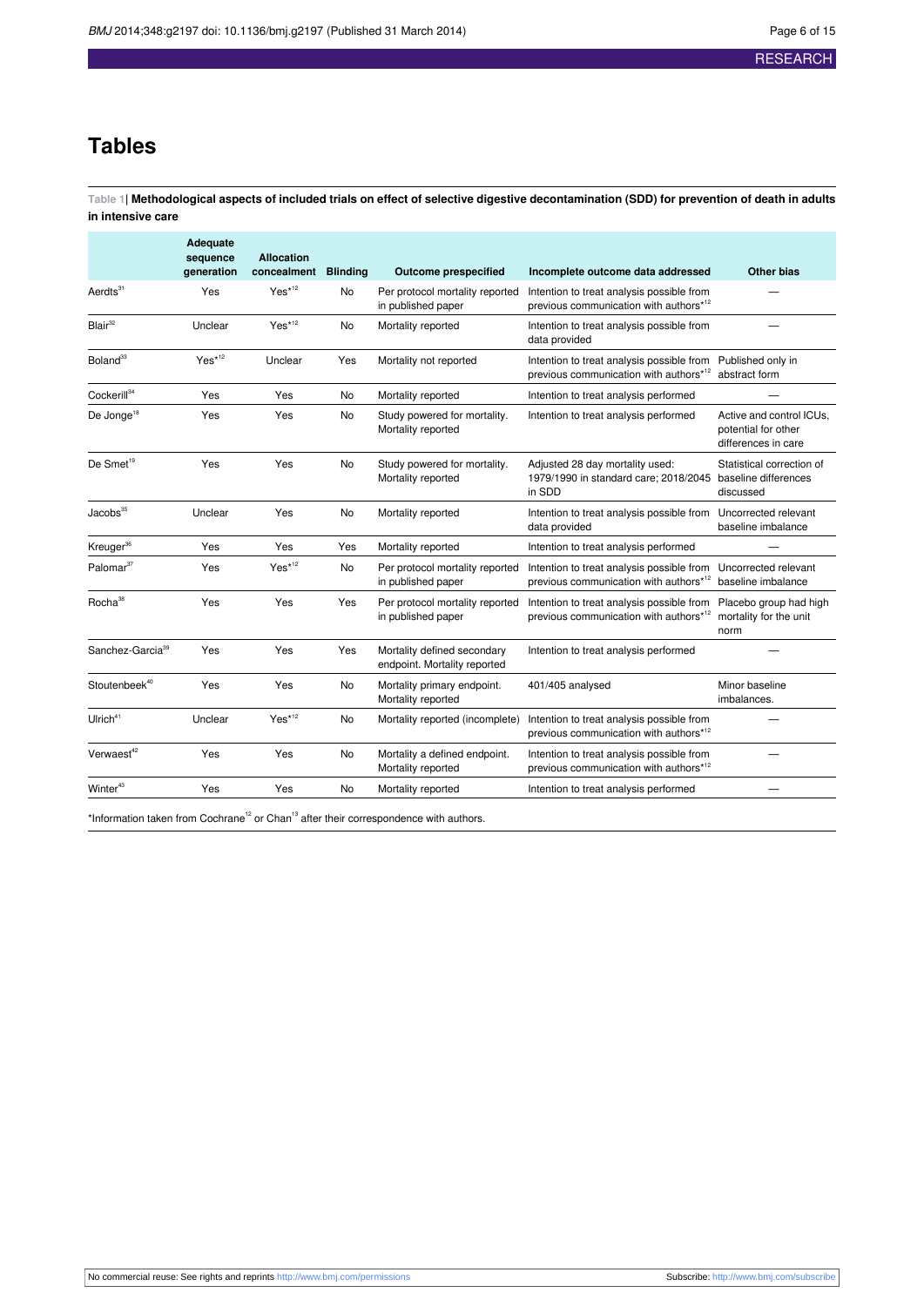# Tables

**Table 1| Methodological aspects of included trials on effect of selective digestive decontamination (SDD) for prevention of death in adults in intensive care**

| | Adequate sequence generation | Allocation concealment | Blinding | Outcome prespecified | Incomplete outcome data addressed | Other bias |
|---|---|---|---|---|---|---|
| Aerdts[31] | Yes | Yes*[12] | No | Per protocol mortality reported in published paper | Intention to treat analysis possible from previous communication with authors*[12] | — |
| Blair[32] | Unclear | Yes*[12] | No | Mortality reported | Intention to treat analysis possible from data provided | — |
| Boland[33] | Yes*[12] | Unclear | Yes | Mortality not reported | Intention to treat analysis possible from previous communication with authors*[12] | Published only in abstract form |
| Cockerill[34] | Yes | Yes | No | Mortality reported | Intention to treat analysis performed | — |
| De Jonge[18] | Yes | Yes | No | Study powered for mortality. Mortality reported | Intention to treat analysis performed | Active and control ICUs, potential for other differences in care |
| De Smet[19] | Yes | Yes | No | Study powered for mortality. Mortality reported | Adjusted 28 day mortality used: 1979/1990 in standard care; 2018/2045 in SDD | Statistical correction of baseline differences discussed |
| Jacobs[35] | Unclear | Yes | No | Mortality reported | Intention to treat analysis possible from data provided | Uncorrected relevant baseline imbalance |
| Kreuger[36] | Yes | Yes | Yes | Mortality reported | Intention to treat analysis performed | — |
| Palomar[37] | Yes | Yes*[12] | No | Per protocol mortality reported in published paper | Intention to treat analysis possible from previous communication with authors*[12] | Uncorrected relevant baseline imbalance |
| Rocha[38] | Yes | Yes | Yes | Per protocol mortality reported in published paper | Intention to treat analysis possible from previous communication with authors*[12] | Placebo group had high mortality for the unit norm |
| Sanchez-Garcia[39] | Yes | Yes | Yes | Mortality defined secondary endpoint. Mortality reported | Intention to treat analysis performed | — |
| Stoutenbeek[40] | Yes | Yes | No | Mortality primary endpoint. Mortality reported | 401/405 analysed | Minor baseline imbalances. |
| Ulrich[41] | Unclear | Yes*[12] | No | Mortality reported (incomplete) | Intention to treat analysis possible from previous communication with authors*[12] | — |
| Verwaest[42] | Yes | Yes | No | Mortality a defined endpoint. Mortality reported | Intention to treat analysis possible from previous communication with authors*[12] | — |
| Winter[43] | Yes | Yes | No | Mortality reported | Intention to treat analysis performed | — |

*Information taken from Cochrane[12] or Chan[13] after their correspondence with authors.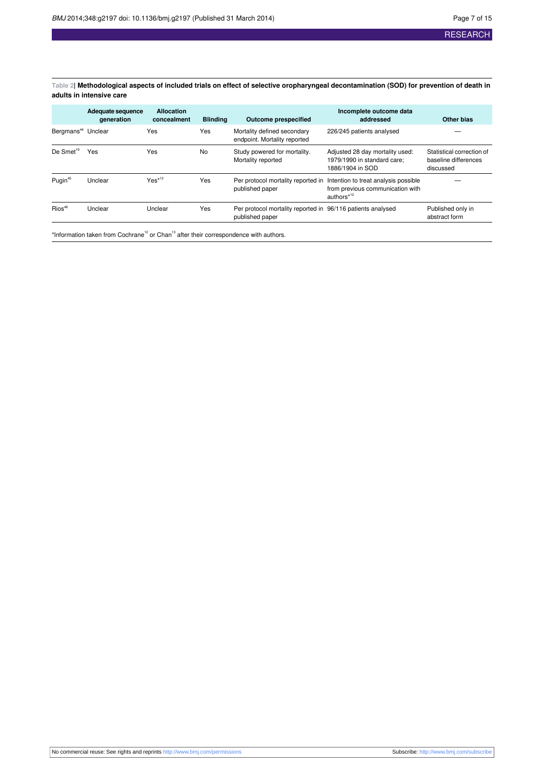**Table 2| Methodological aspects of included trials on effect of selective oropharyngeal decontamination (SOD) for prevention of death in adults in intensive care**

| | Adequate sequence generation | Allocation concealment | Blinding | Outcome prespecified | Incomplete outcome data addressed | Other bias |
|---|---|---|---|---|---|---|
| Bergmans[44] | Unclear | Yes | Yes | Mortality defined secondary endpoint. Mortality reported | 226/245 patients analysed | — |
| De Smet[19] | Yes | Yes | No | Study powered for mortality. Mortality reported | Adjusted 28 day mortality used: 1979/1990 in standard care; 1886/1904 in SOD | Statistical correction of baseline differences discussed |
| Pugin[45] | Unclear | Yes*[12] | Yes | Per protocol mortality reported in published paper | Intention to treat analysis possible from previous communication with authors*[12] | — |
| Rios[46] | Unclear | Unclear | Yes | Per protocol mortality reported in published paper | 96/116 patients analysed | Published only in abstract form |

*Information taken from Cochrane[12] or Chan[13] after their correspondence with authors.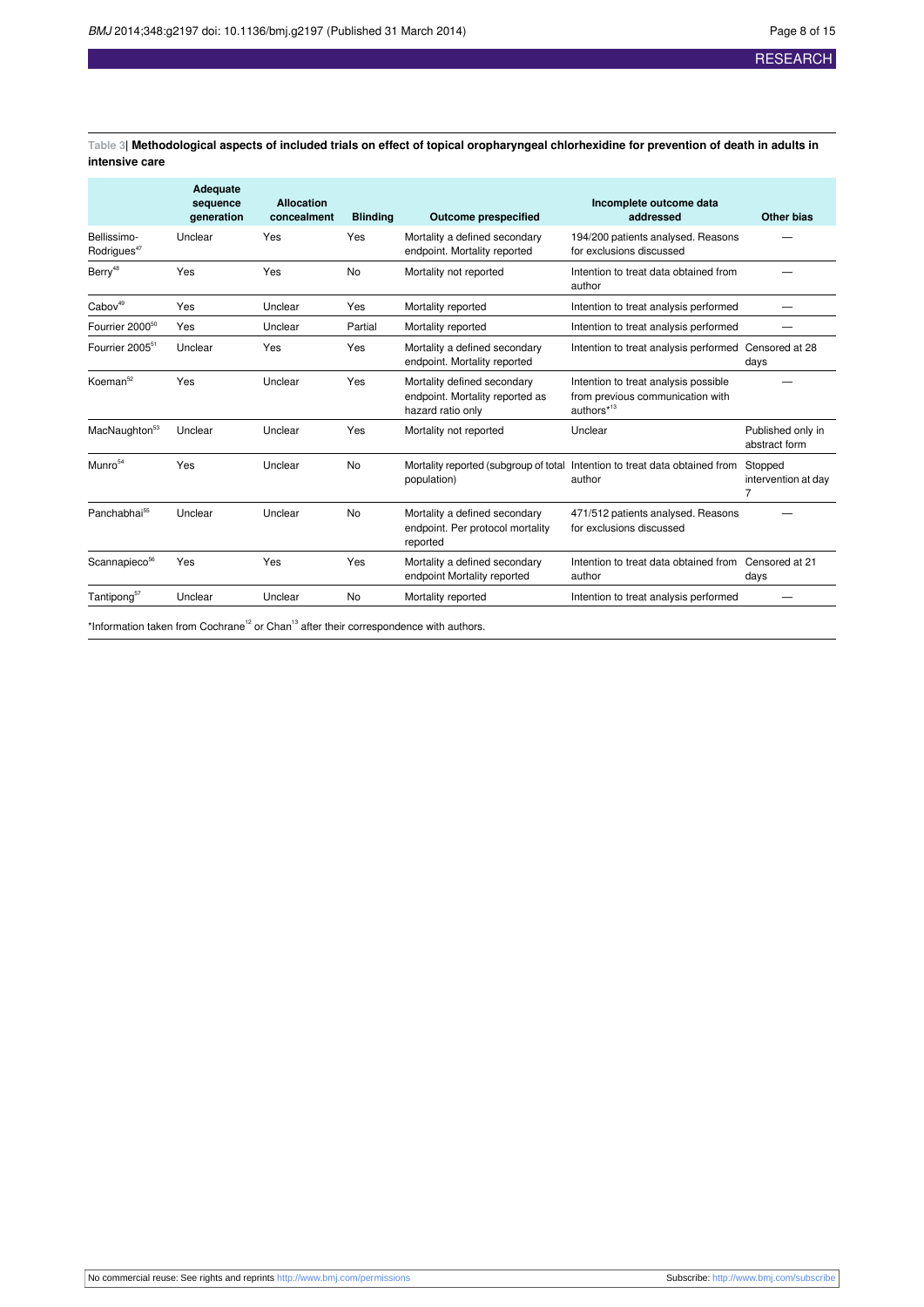**Table 3| Methodological aspects of included trials on effect of topical oropharyngeal chlorhexidine for prevention of death in adults in intensive care**

| | Adequate sequence generation | Allocation concealment | Blinding | Outcome prespecified | Incomplete outcome data addressed | Other bias |
|---|---|---|---|---|---|---|
| Bellissimo-Rodrigues[47] | Unclear | Yes | Yes | Mortality a defined secondary endpoint. Mortality reported | 194/200 patients analysed. Reasons for exclusions discussed | — |
| Berry[48] | Yes | Yes | No | Mortality not reported | Intention to treat data obtained from author | — |
| Cabov[49] | Yes | Unclear | Yes | Mortality reported | Intention to treat analysis performed | — |
| Fourrier 2000[50] | Yes | Unclear | Partial | Mortality reported | Intention to treat analysis performed | — |
| Fourrier 2005[51] | Unclear | Yes | Yes | Mortality a defined secondary endpoint. Mortality reported | Intention to treat analysis performed | Censored at 28 days |
| Koeman[52] | Yes | Unclear | Yes | Mortality defined secondary endpoint. Mortality reported as hazard ratio only | Intention to treat analysis possible from previous communication with authors*[13] | — |
| MacNaughton[53] | Unclear | Unclear | Yes | Mortality not reported | Unclear | Published only in abstract form |
| Munro[54] | Yes | Unclear | No | Mortality reported (subgroup of total population) | Intention to treat data obtained from author | Stopped intervention at day 7 |
| Panchabhai[55] | Unclear | Unclear | No | Mortality a defined secondary endpoint. Per protocol mortality reported | 471/512 patients analysed. Reasons for exclusions discussed | — |
| Scannapieco[56] | Yes | Yes | Yes | Mortality a defined secondary endpoint Mortality reported | Intention to treat data obtained from author | Censored at 21 days |
| Tantipong[57] | Unclear | Unclear | No | Mortality reported | Intention to treat analysis performed | — |

*Information taken from Cochrane[12] or Chan[13] after their correspondence with authors.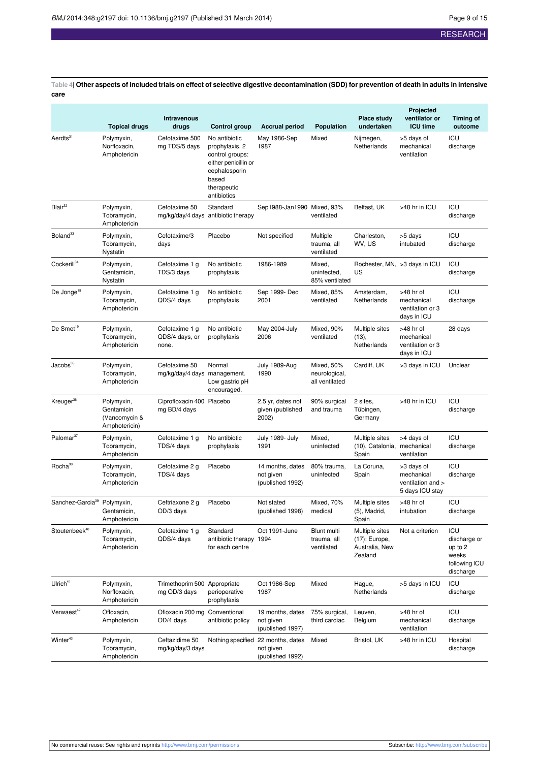**Table 4| Other aspects of included trials on effect of selective digestive decontamination (SDD) for prevention of death in adults in intensive care**

| | Topical drugs | Intravenous drugs | Control group | Accrual period | Population | Place study undertaken | Projected ventilator or ICU time | Timing of outcome |
|---|---|---|---|---|---|---|---|---|
| Aerdts[31] | Polymyxin, Norfloxacin, Amphotericin | Cefotaxime 500 mg TDS/5 days | No antibiotic prophylaxis. 2 control groups: either penicillin or cephalosporin based therapeutic antibiotics | May 1986-Sep 1987 | Mixed | Nijmegen, Netherlands | >5 days of mechanical ventilation | ICU discharge |
| Blair[32] | Polymyxin, Tobramycin, Amphotericin | Cefotaxime 50 mg/kg/day/4 days | Standard antibiotic therapy | Sep1988-Jan1990 | Mixed, 93% ventilated | Belfast, UK | >48 hr in ICU | ICU discharge |
| Boland[33] | Polymyxin, Tobramycin, Nystatin | Cefotaxime/3 days | Placebo | Not specified | Multiple trauma, all ventilated | Charleston, WV, US | >5 days intubated | ICU discharge |
| Cockerill[34] | Polymyxin, Gentamicin, Nystatin | Cefotaxime 1 g TDS/3 days | No antibiotic prophylaxis | 1986-1989 | Mixed, uninfected, 85% ventilated | Rochester, MN, US | >3 days in ICU | ICU discharge |
| De Jonge[18] | Polymyxin, Tobramycin, Amphotericin | Cefotaxime 1 g QDS/4 days | No antibiotic prophylaxis | Sep 1999- Dec 2001 | Mixed, 85% ventilated | Amsterdam, Netherlands | >48 hr of mechanical ventilation or 3 days in ICU | ICU discharge |
| De Smet[19] | Polymyxin, Tobramycin, Amphotericin | Cefotaxime 1 g QDS/4 days, or none. | No antibiotic prophylaxis | May 2004-July 2006 | Mixed, 90% ventilated | Multiple sites (13), Netherlands | >48 hr of mechanical ventilation or 3 days in ICU | 28 days |
| Jacobs[35] | Polymyxin, Tobramycin, Amphotericin | Cefotaxime 50 mg/kg/day/4 days | Normal management. Low gastric pH encouraged. | July 1989-Aug 1990 | Mixed, 50% neurological, all ventilated | Cardiff, UK | >3 days in ICU | Unclear |
| Kreuger[36] | Polymyxin, Gentamicin (Vancomycin & Amphotericin) | Ciprofloxacin 400 mg BD/4 days | Placebo | 2.5 yr, dates not given (published 2002) | 90% surgical and trauma | 2 sites, Tübingen, Germany | >48 hr in ICU | ICU discharge |
| Palomar[37] | Polymyxin, Tobramycin, Amphotericin | Cefotaxime 1 g TDS/4 days | No antibiotic prophylaxis | July 1989- July 1991 | Mixed, uninfected | Multiple sites (10), Catalonia, Spain | >4 days of mechanical ventilation | ICU discharge |
| Rocha[38] | Polymyxin, Tobramycin, Amphotericin | Cefotaxime 2 g TDS/4 days | Placebo | 14 months, dates not given (published 1992) | 80% trauma, uninfected | La Coruna, Spain | >3 days of mechanical ventilation and > 5 days ICU stay | ICU discharge |
| Sanchez-Garcia[39] | Polymyxin, Gentamicin, Amphotericin | Ceftriaxone 2 g OD/3 days | Placebo | Not stated (published 1998) | Mixed, 70% medical | Multiple sites (5), Madrid, Spain | >48 hr of intubation | ICU discharge |
| Stoutenbeek[40] | Polymyxin, Tobramycin, Amphotericin | Cefotaxime 1 g QDS/4 days | Standard antibiotic therapy for each centre | Oct 1991-June 1994 | Blunt multi trauma, all ventilated | Multiple sites (17): Europe, Australia, New Zealand | Not a criterion | ICU discharge or up to 2 weeks following ICU discharge |
| Ulrich[41] | Polymyxin, Norfloxacin, Amphotericin | Trimethoprim 500 mg OD/3 days | Appropriate perioperative prophylaxis | Oct 1986-Sep 1987 | Mixed | Hague, Netherlands | >5 days in ICU | ICU discharge |
| Verwaest[42] | Ofloxacin, Amphotericin | Ofloxacin 200 mg OD/4 days | Conventional antibiotic policy | 19 months, dates not given (published 1997) | 75% surgical, third cardiac | Leuven, Belgium | >48 hr of mechanical ventilation | ICU discharge |
| Winter[43] | Polymyxin, Tobramycin, Amphotericin | Ceftazidime 50 mg/kg/day/3 days | Nothing specified | 22 months, dates not given (published 1992) | Mixed | Bristol, UK | >48 hr in ICU | Hospital discharge |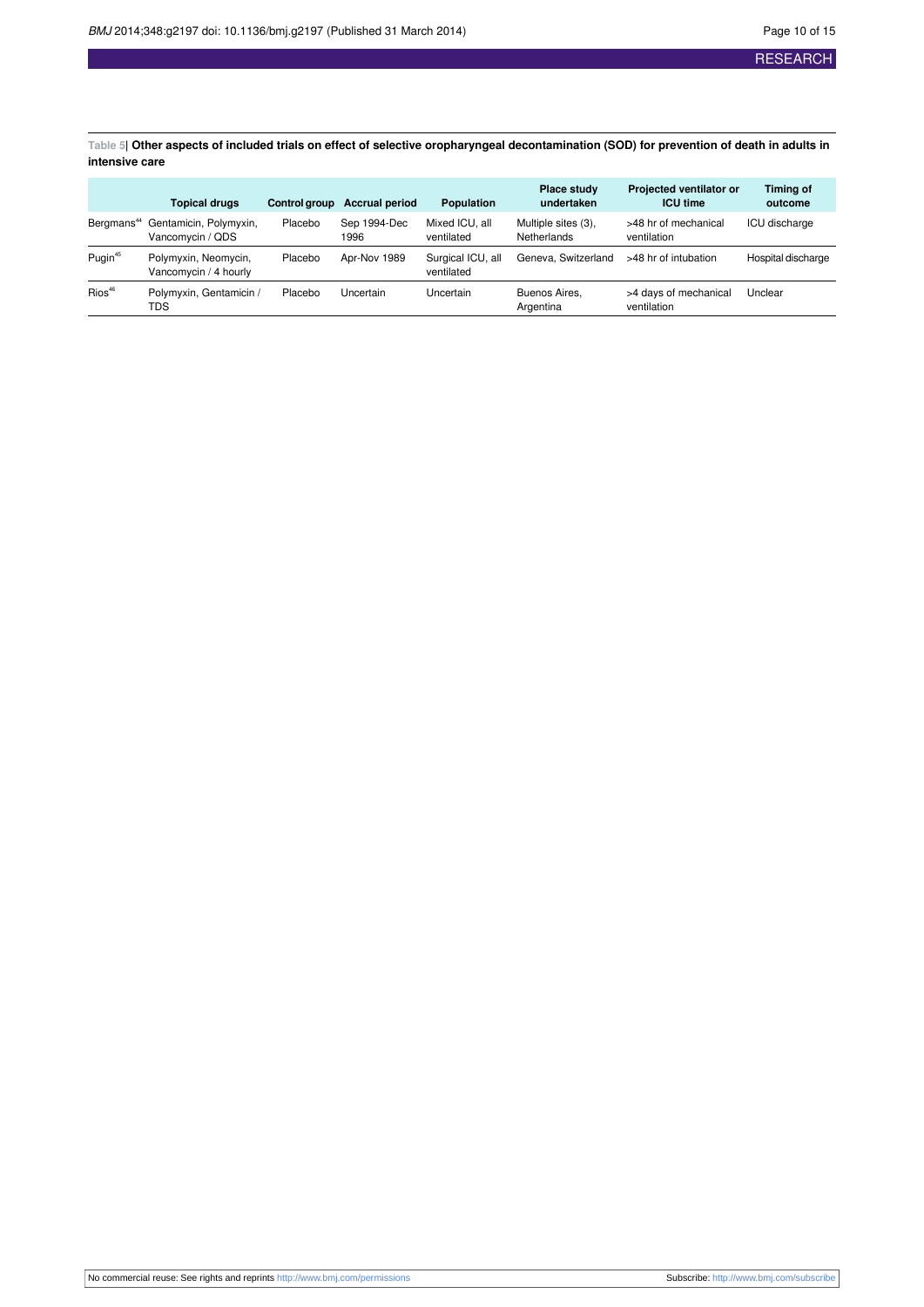**Table 5| Other aspects of included trials on effect of selective oropharyngeal decontamination (SOD) for prevention of death in adults in intensive care**

| | Topical drugs | Control group | Accrual period | Population | Place study undertaken | Projected ventilator or ICU time | Timing of outcome |
|---|---|---|---|---|---|---|---|
| Bergmans[44] | Gentamicin, Polymyxin, Vancomycin / QDS | Placebo | Sep 1994-Dec 1996 | Mixed ICU, all ventilated | Multiple sites (3), Netherlands | >48 hr of mechanical ventilation | ICU discharge |
| Pugin[45] | Polymyxin, Neomycin, Vancomycin / 4 hourly | Placebo | Apr-Nov 1989 | Surgical ICU, all ventilated | Geneva, Switzerland | >48 hr of intubation | Hospital discharge |
| Rios[46] | Polymyxin, Gentamicin / TDS | Placebo | Uncertain | Uncertain | Buenos Aires, Argentina | >4 days of mechanical ventilation | Unclear |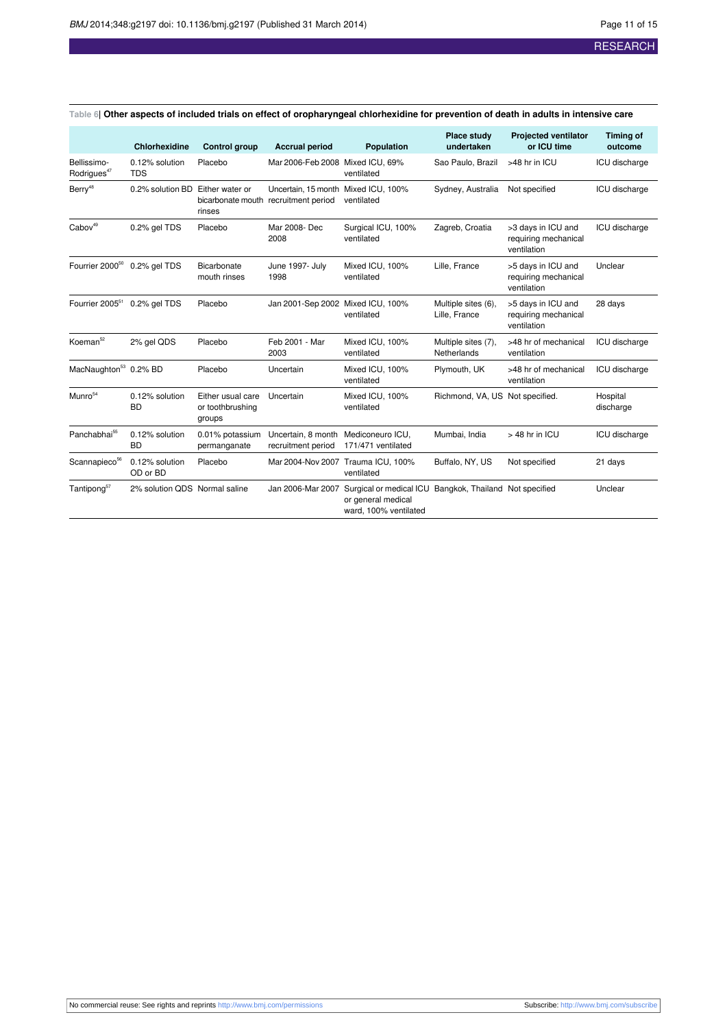**Table 6| Other aspects of included trials on effect of oropharyngeal chlorhexidine for prevention of death in adults in intensive care**

| | Chlorhexidine | Control group | Accrual period | Population | Place study undertaken | Projected ventilator or ICU time | Timing of outcome |
|---|---|---|---|---|---|---|---|
| Bellissimo-Rodrigues[47] | 0.12% solution TDS | Placebo | Mar 2006-Feb 2008 | Mixed ICU, 69% ventilated | Sao Paulo, Brazil | >48 hr in ICU | ICU discharge |
| Berry[48] | 0.2% solution BD | Either water or bicarbonate mouth rinses | Uncertain, 15 month recruitment period | Mixed ICU, 100% ventilated | Sydney, Australia | Not specified | ICU discharge |
| Cabov[49] | 0.2% gel TDS | Placebo | Mar 2008- Dec 2008 | Surgical ICU, 100% ventilated | Zagreb, Croatia | >3 days in ICU and requiring mechanical ventilation | ICU discharge |
| Fourrier 2000[50] | 0.2% gel TDS | Bicarbonate mouth rinses | June 1997- July 1998 | Mixed ICU, 100% ventilated | Lille, France | >5 days in ICU and requiring mechanical ventilation | Unclear |
| Fourrier 2005[51] | 0.2% gel TDS | Placebo | Jan 2001-Sep 2002 | Mixed ICU, 100% ventilated | Multiple sites (6), Lille, France | >5 days in ICU and requiring mechanical ventilation | 28 days |
| Koeman[52] | 2% gel QDS | Placebo | Feb 2001 - Mar 2003 | Mixed ICU, 100% ventilated | Multiple sites (7), Netherlands | >48 hr of mechanical ventilation | ICU discharge |
| MacNaughton[53] | 0.2% BD | Placebo | Uncertain | Mixed ICU, 100% ventilated | Plymouth, UK | >48 hr of mechanical ventilation | ICU discharge |
| Munro[54] | 0.12% solution BD | Either usual care or toothbrushing groups | Uncertain | Mixed ICU, 100% ventilated | Richmond, VA, US | Not specified. | Hospital discharge |
| Panchabhai[55] | 0.12% solution BD | 0.01% potassium permanganate | Uncertain, 8 month recruitment period | Mediconeuro ICU, 171/471 ventilated | Mumbai, India | > 48 hr in ICU | ICU discharge |
| Scannapieco[56] | 0.12% solution OD or BD | Placebo | Mar 2004-Nov 2007 | Trauma ICU, 100% ventilated | Buffalo, NY, US | Not specified | 21 days |
| Tantipong[57] | 2% solution QDS | Normal saline | Jan 2006-Mar 2007 | Surgical or medical ICU or general medical ward, 100% ventilated | Bangkok, Thailand | Not specified | Unclear |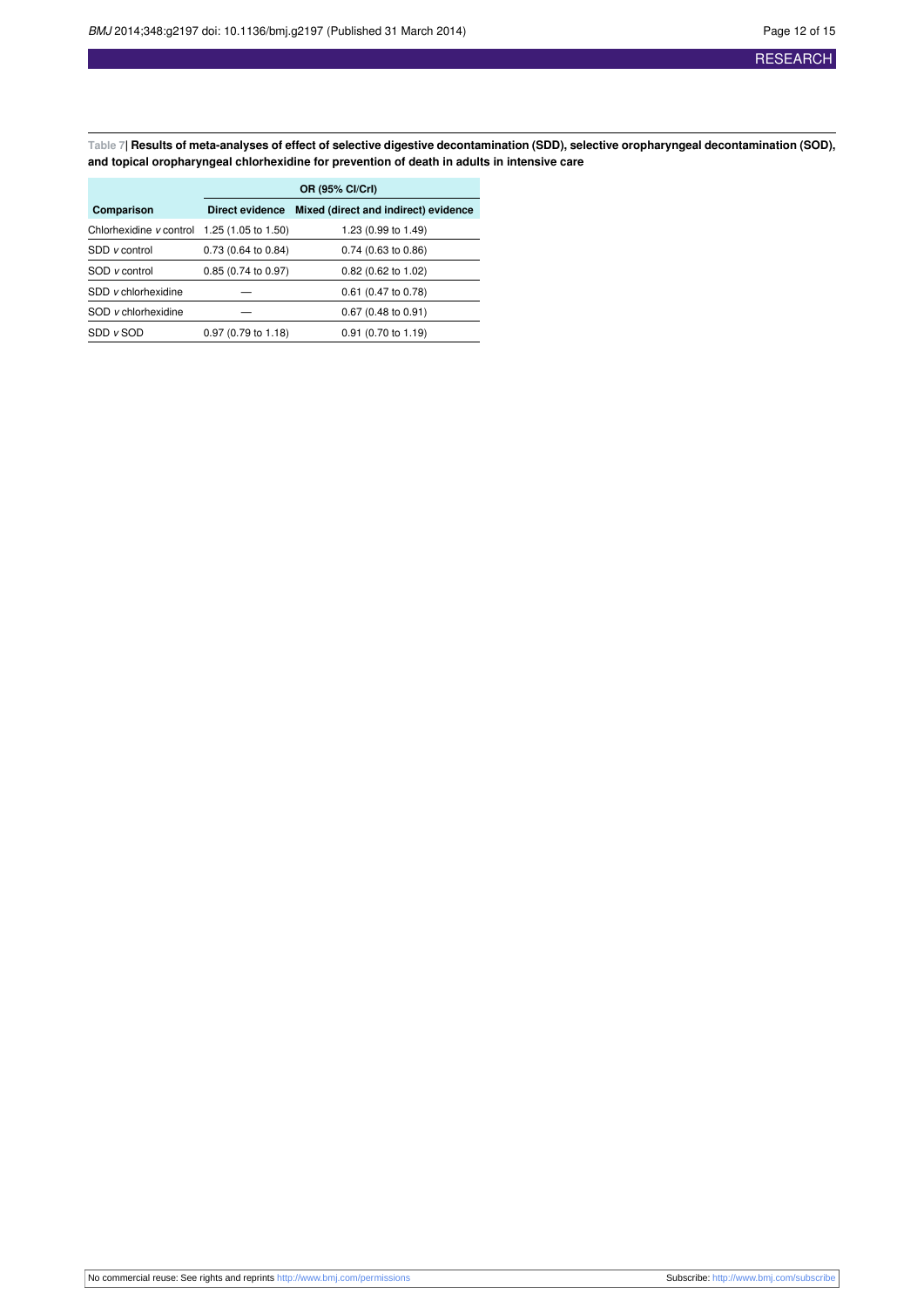**Table 7| Results of meta-analyses of effect of selective digestive decontamination (SDD), selective oropharyngeal decontamination (SOD), and topical oropharyngeal chlorhexidine for prevention of death in adults in intensive care**

| | OR (95% CI/CrI) | |
|---|---|---|
| **Comparison** | **Direct evidence** | **Mixed (direct and indirect) evidence** |
| Chlorhexidine *v* control | 1.25 (1.05 to 1.50) | 1.23 (0.99 to 1.49) |
| SDD *v* control | 0.73 (0.64 to 0.84) | 0.74 (0.63 to 0.86) |
| SOD *v* control | 0.85 (0.74 to 0.97) | 0.82 (0.62 to 1.02) |
| SDD *v* chlorhexidine | — | 0.61 (0.47 to 0.78) |
| SOD *v* chlorhexidine | — | 0.67 (0.48 to 0.91) |
| SDD *v* SOD | 0.97 (0.79 to 1.18) | 0.91 (0.70 to 1.19) |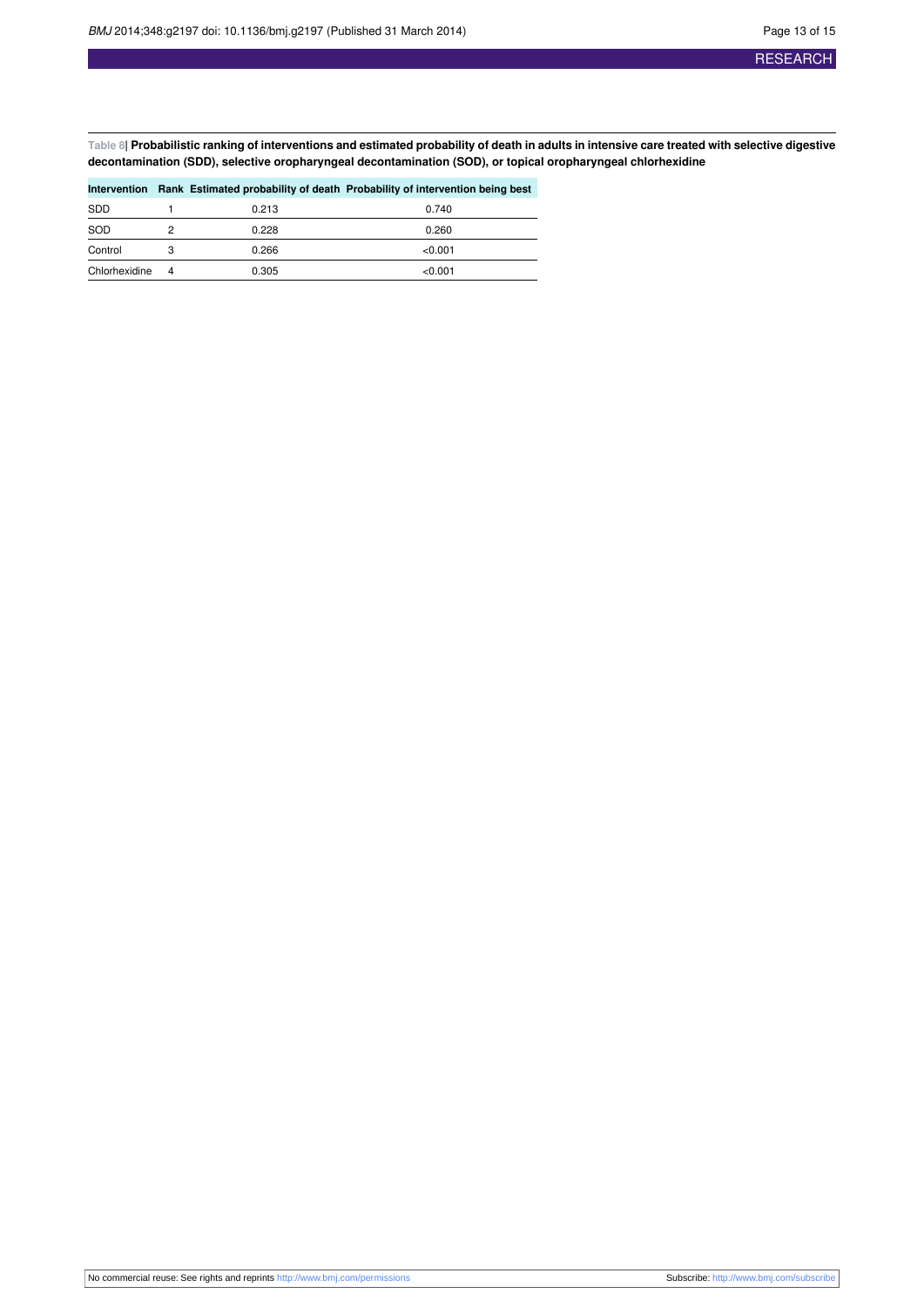**Table 8| Probabilistic ranking of interventions and estimated probability of death in adults in intensive care treated with selective digestive decontamination (SDD), selective oropharyngeal decontamination (SOD), or topical oropharyngeal chlorhexidine**

| Intervention | Rank | Estimated probability of death | Probability of intervention being best |
|---|---|---|---|
| SDD | 1 | 0.213 | 0.740 |
| SOD | 2 | 0.228 | 0.260 |
| Control | 3 | 0.266 | <0.001 |
| Chlorhexidine | 4 | 0.305 | <0.001 |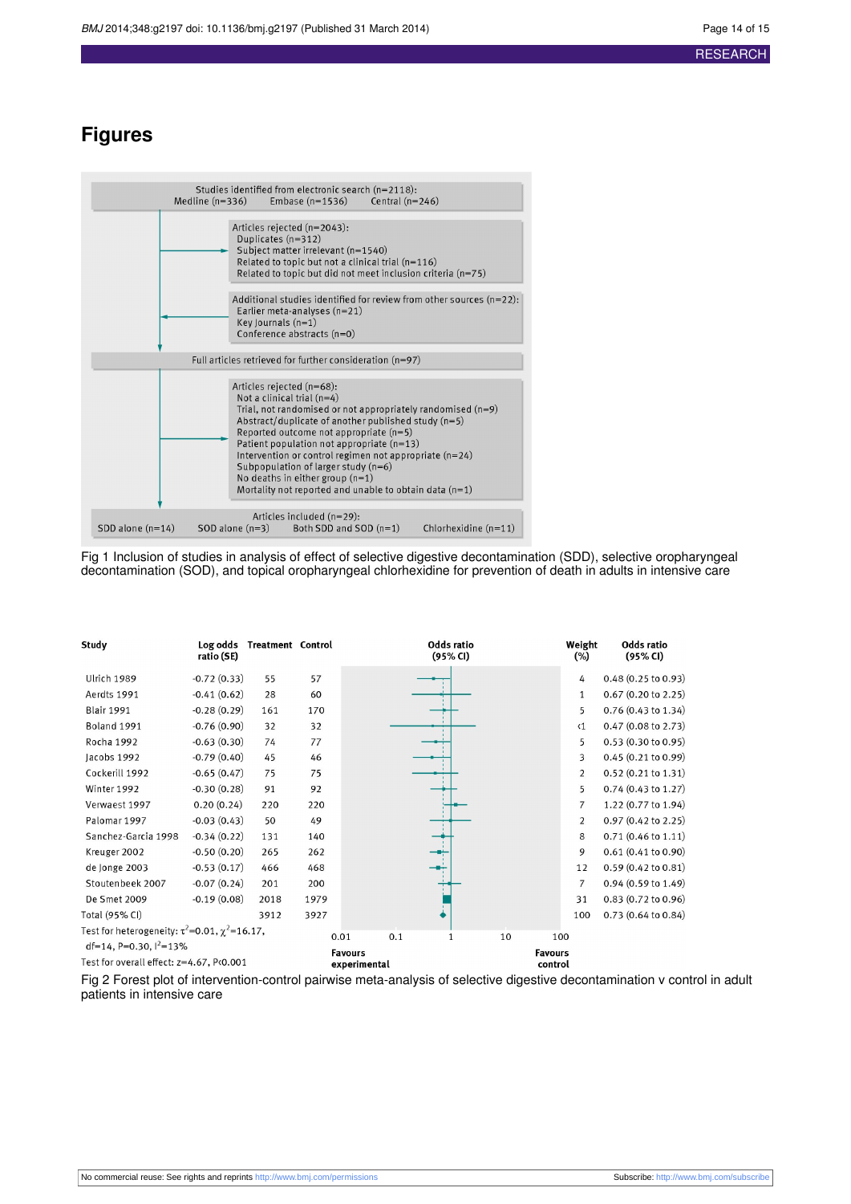# Figures

Studies identified from electronic search (n=2118):
Medline (n=336) Embase (n=1536) Central (n=246)

Articles rejected (n=2043):
- Duplicates (n=312)
- Subject matter irrelevant (n=1540)
- Related to topic but not a clinical trial (n=116)
- Related to topic but did not meet inclusion criteria (n=75)

Additional studies identified for review from other sources (n=22):
- Earlier meta-analyses (n=21)
- Key journals (n=1)
- Conference abstracts (n=0)

Full articles retrieved for further consideration (n=97)

Articles rejected (n=68):
- Not a clinical trial (n=4)
- Trial, not randomised or not appropriately randomised (n=9)
- Abstract/duplicate of another published study (n=5)
- Reported outcome not appropriate (n=5)
- Patient population not appropriate (n=13)
- Intervention or control regimen not appropriate (n=24)
- Subpopulation of larger study (n=6)
- No deaths in either group (n=1)
- Mortality not reported and unable to obtain data (n=1)

Articles included (n=29):
SDD alone (n=14) SOD alone (n=3) Both SDD and SOD (n=1) Chlorhexidine (n=11)

Fig 1 Inclusion of studies in analysis of effect of selective digestive decontamination (SDD), selective oropharyngeal decontamination (SOD), and topical oropharyngeal chlorhexidine for prevention of death in adults in intensive care

| Study | Log odds ratio (SE) | Treatment | Control | Weight (%) | Odds ratio (95% CI) |
|---|---|---|---|---|---|
| Ulrich 1989 | -0.72 (0.33) | 55 | 57 | 4 | 0.48 (0.25 to 0.93) |
| Aerdts 1991 | -0.41 (0.62) | 28 | 60 | 1 | 0.67 (0.20 to 2.25) |
| Blair 1991 | -0.28 (0.29) | 161 | 170 | 5 | 0.76 (0.43 to 1.34) |
| Boland 1991 | -0.76 (0.90) | 32 | 32 | <1 | 0.47 (0.08 to 2.73) |
| Rocha 1992 | -0.63 (0.30) | 74 | 77 | 5 | 0.53 (0.30 to 0.95) |
| Jacobs 1992 | -0.79 (0.40) | 45 | 46 | 3 | 0.45 (0.21 to 0.99) |
| Cockerill 1992 | -0.65 (0.47) | 75 | 75 | 2 | 0.52 (0.21 to 1.31) |
| Winter 1992 | -0.30 (0.28) | 91 | 92 | 5 | 0.74 (0.43 to 1.27) |
| Verwaest 1997 | 0.20 (0.24) | 220 | 220 | 7 | 1.22 (0.77 to 1.94) |
| Palomar 1997 | -0.03 (0.43) | 50 | 49 | 2 | 0.97 (0.42 to 2.25) |
| Sanchez-Garcia 1998 | -0.34 (0.22) | 131 | 140 | 8 | 0.71 (0.46 to 1.11) |
| Kreuger 2002 | -0.50 (0.20) | 265 | 262 | 9 | 0.61 (0.41 to 0.90) |
| de Jonge 2003 | -0.53 (0.17) | 466 | 468 | 12 | 0.59 (0.42 to 0.81) |
| Stoutenbeek 2007 | -0.07 (0.24) | 201 | 200 | 7 | 0.94 (0.59 to 1.49) |
| De Smet 2009 | -0.19 (0.08) | 2018 | 1979 | 31 | 0.83 (0.72 to 0.96) |
| Total (95% CI) | | 3912 | 3927 | 100 | 0.73 (0.64 to 0.84) |

Test for heterogeneity: $\tau^2$=0.01, $\chi^2$=16.17, df=14, P=0.30, $I^2$=13%

Test for overall effect: z=4.67, P<0.001

Odds ratio (95% CI) axis: 0.01, 0.1, 1, 10, 100 — Favours experimental / Favours control

Fig 2 Forest plot of intervention-control pairwise meta-analysis of selective digestive decontamination v control in adult patients in intensive care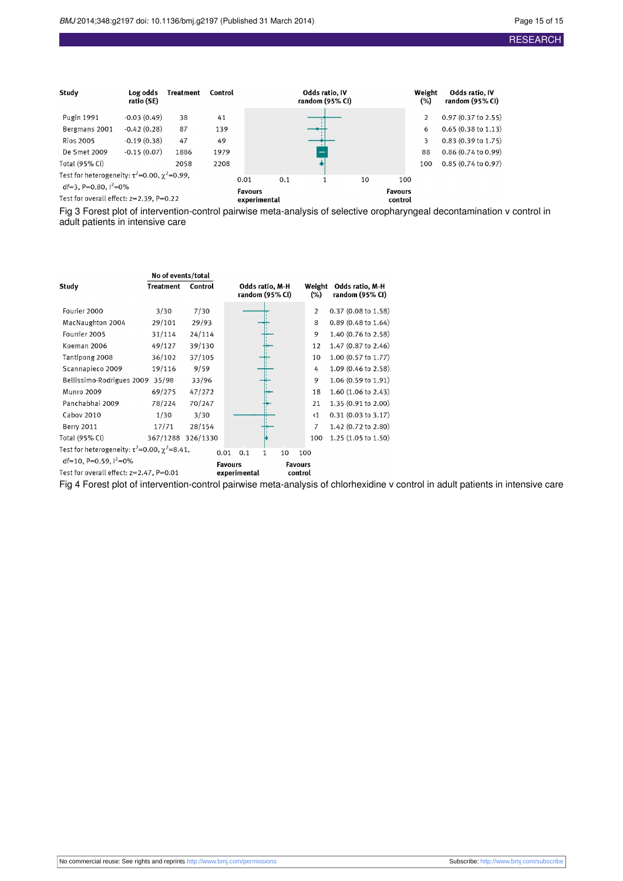Study | Log odds ratio (SE) | Treatment | Control | Odds ratio, IV random (95% CI) | Weight (%) | Odds ratio, IV random (95% CI)

Pugin 1991 -0.03 (0.49) 38 41 2 0.97 (0.37 to 2.55)

Bergmans 2001 -0.42 (0.28) 87 139 6 0.65 (0.38 to 1.13)

Rios 2005 -0.19 (0.38) 47 49 3 0.83 (0.39 to 1.75)

De Smet 2009 -0.15 (0.07) 1886 1979 88 0.86 (0.74 to 0.99)

Total (95% CI) 2058 2208 100 0.85 (0.74 to 0.97)

Test for heterogeneity: $\tau^2$=0.00, $\chi^2$=0.99, df=3, P=0.80, $I^2$=0%

Test for overall effect: z=2.39, P=0.22

0.01 0.1 1 10 100

Favours experimental

Favours control

Fig 3 Forest plot of intervention-control pairwise meta-analysis of selective oropharyngeal decontamination v control in adult patients in intensive care

Study | No of events/total: Treatment | Control | Odds ratio, M-H random (95% CI) | Weight (%) | Odds ratio, M-H random (95% CI)

Fourier 2000 3/30 7/30 2 0.37 (0.08 to 1.58)

MacNaughton 2004 29/101 29/93 8 0.89 (0.48 to 1.64)

Fourrier 2005 31/114 24/114 9 1.40 (0.76 to 2.58)

Koeman 2006 49/127 39/130 12 1.47 (0.87 to 2.46)

Tantipong 2008 36/102 37/105 10 1.00 (0.57 to 1.77)

Scannapieco 2009 19/116 9/59 4 1.09 (0.46 to 2.58)

Bellissimo-Rodrigues 2009 35/98 33/96 9 1.06 (0.59 to 1.91)

Munro 2009 69/275 47/272 18 1.60 (1.06 to 2.43)

Panchabhai 2009 78/224 70/247 21 1.35 (0.91 to 2.00)

Cabov 2010 1/30 3/30 <1 0.31 (0.03 to 3.17)

Berry 2011 17/71 28/154 7 1.42 (0.72 to 2.80)

Total (95% CI) 367/1288 326/1330 100 1.25 (1.05 to 1.50)

Test for heterogeneity: $\tau^2$=0.00, $\chi^2$=8.41, df=10, P=0.59, $I^2$=0%

Test for overall effect: z=2.47, P=0.01

0.01 0.1 1 10 100

Favours experimental

Favours control

Fig 4 Forest plot of intervention-control pairwise meta-analysis of chlorhexidine v control in adult patients in intensive care